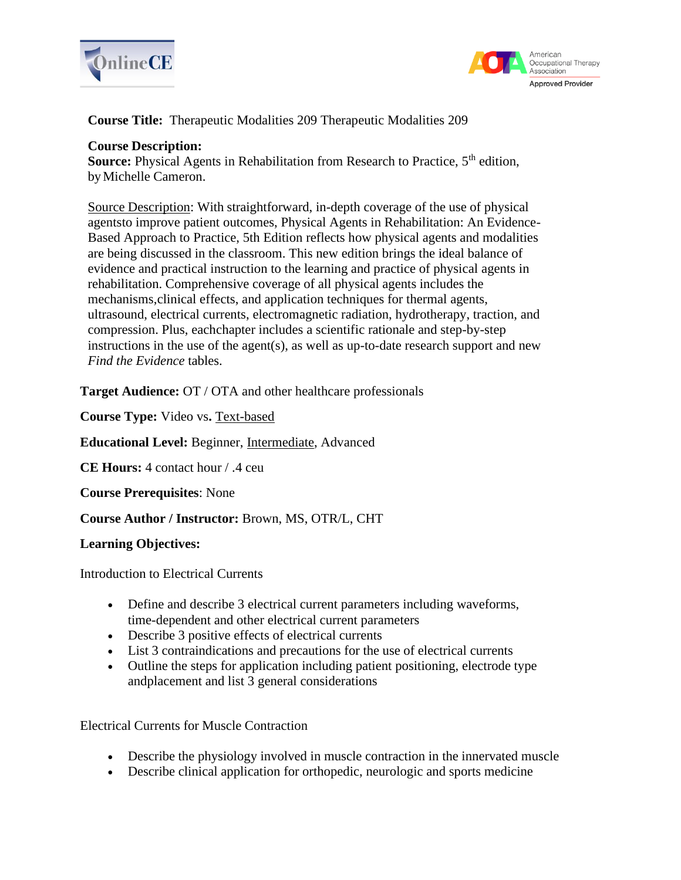**Course Title:** Therapeutic Modalities 209 Therapeutic Modalities 209

**Course Description:**
**Source:** Physical Agents in Rehabilitation from Research to Practice, 5th edition, by Michelle Cameron.

Source Description: With straightforward, in-depth coverage of the use of physical agentsto improve patient outcomes, Physical Agents in Rehabilitation: An Evidence-Based Approach to Practice, 5th Edition reflects how physical agents and modalities are being discussed in the classroom. This new edition brings the ideal balance of evidence and practical instruction to the learning and practice of physical agents in rehabilitation. Comprehensive coverage of all physical agents includes the mechanisms,clinical effects, and application techniques for thermal agents, ultrasound, electrical currents, electromagnetic radiation, hydrotherapy, traction, and compression. Plus, eachchapter includes a scientific rationale and step-by-step instructions in the use of the agent(s), as well as up-to-date research support and new *Find the Evidence* tables.

**Target Audience:** OT / OTA and other healthcare professionals

**Course Type:** Video vs**.** Text-based

**Educational Level:** Beginner, Intermediate, Advanced

**CE Hours:** 4 contact hour / .4 ceu

**Course Prerequisites**: None

**Course Author / Instructor:** Brown, MS, OTR/L, CHT

**Learning Objectives:**

Introduction to Electrical Currents

- Define and describe 3 electrical current parameters including waveforms, time-dependent and other electrical current parameters
- Describe 3 positive effects of electrical currents
- List 3 contraindications and precautions for the use of electrical currents
- Outline the steps for application including patient positioning, electrode type andplacement and list 3 general considerations

Electrical Currents for Muscle Contraction

- Describe the physiology involved in muscle contraction in the innervated muscle
- Describe clinical application for orthopedic, neurologic and sports medicine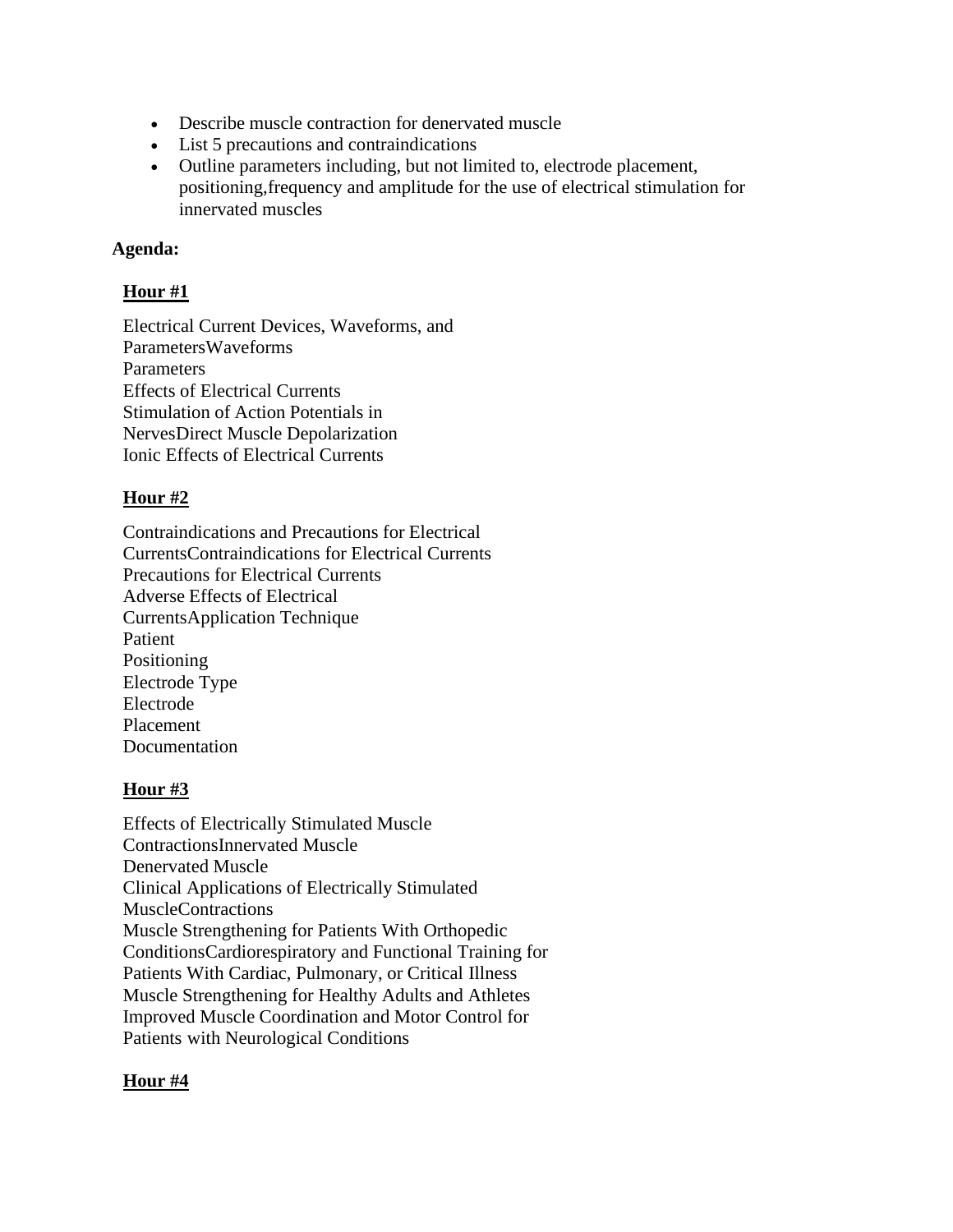- Describe muscle contraction for denervated muscle
- List 5 precautions and contraindications
- Outline parameters including, but not limited to, electrode placement, positioning,frequency and amplitude for the use of electrical stimulation for innervated muscles

**Agenda:**

**Hour #1**

Electrical Current Devices, Waveforms, and ParametersWaveforms
Parameters
Effects of Electrical Currents
Stimulation of Action Potentials in NervesDirect Muscle Depolarization
Ionic Effects of Electrical Currents

**Hour #2**

Contraindications and Precautions for Electrical CurrentsContraindications for Electrical Currents
Precautions for Electrical Currents
Adverse Effects of Electrical CurrentsApplication Technique
Patient
Positioning
Electrode Type
Electrode
Placement
Documentation

**Hour #3**

Effects of Electrically Stimulated Muscle ContractionsInnervated Muscle
Denervated Muscle
Clinical Applications of Electrically Stimulated MuscleContractions
Muscle Strengthening for Patients With Orthopedic ConditionsCardiorespiratory and Functional Training for Patients With Cardiac, Pulmonary, or Critical Illness
Muscle Strengthening for Healthy Adults and Athletes
Improved Muscle Coordination and Motor Control for Patients with Neurological Conditions

**Hour #4**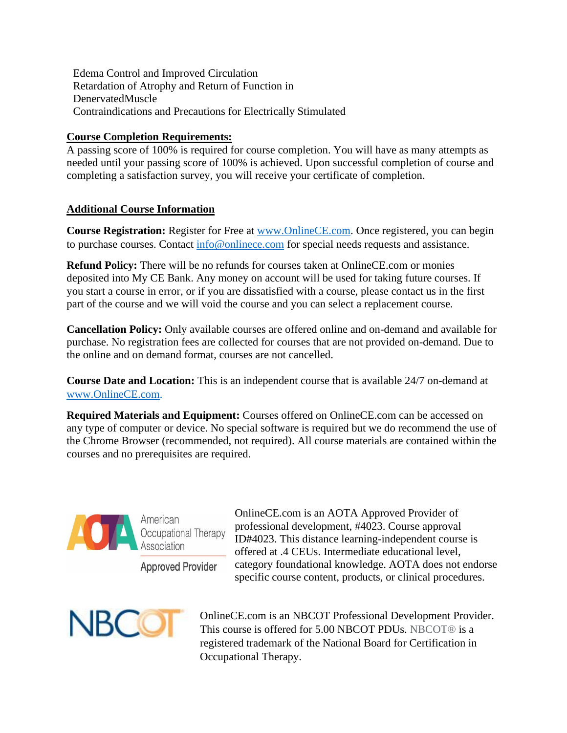Edema Control and Improved Circulation
Retardation of Atrophy and Return of Function in DenervatedMuscle
Contraindications and Precautions for Electrically Stimulated

**Course Completion Requirements:**

A passing score of 100% is required for course completion. You will have as many attempts as needed until your passing score of 100% is achieved. Upon successful completion of course and completing a satisfaction survey, you will receive your certificate of completion.

**Additional Course Information**

**Course Registration:** Register for Free at www.OnlineCE.com. Once registered, you can begin to purchase courses. Contact info@onlinece.com for special needs requests and assistance.

**Refund Policy:** There will be no refunds for courses taken at OnlineCE.com or monies deposited into My CE Bank. Any money on account will be used for taking future courses. If you start a course in error, or if you are dissatisfied with a course, please contact us in the first part of the course and we will void the course and you can select a replacement course.

**Cancellation Policy:** Only available courses are offered online and on-demand and available for purchase. No registration fees are collected for courses that are not provided on-demand. Due to the online and on demand format, courses are not cancelled.

**Course Date and Location:** This is an independent course that is available 24/7 on-demand at www.OnlineCE.com.

**Required Materials and Equipment:** Courses offered on OnlineCE.com can be accessed on any type of computer or device. No special software is required but we do recommend the use of the Chrome Browser (recommended, not required). All course materials are contained within the courses and no prerequisites are required.

American Occupational Therapy Association
Approved Provider

OnlineCE.com is an AOTA Approved Provider of professional development, #4023. Course approval ID#4023. This distance learning-independent course is offered at .4 CEUs. Intermediate educational level, category foundational knowledge. AOTA does not endorse specific course content, products, or clinical procedures.

NBCOT

OnlineCE.com is an NBCOT Professional Development Provider. This course is offered for 5.00 NBCOT PDUs. NBCOT® is a registered trademark of the National Board for Certification in Occupational Therapy.